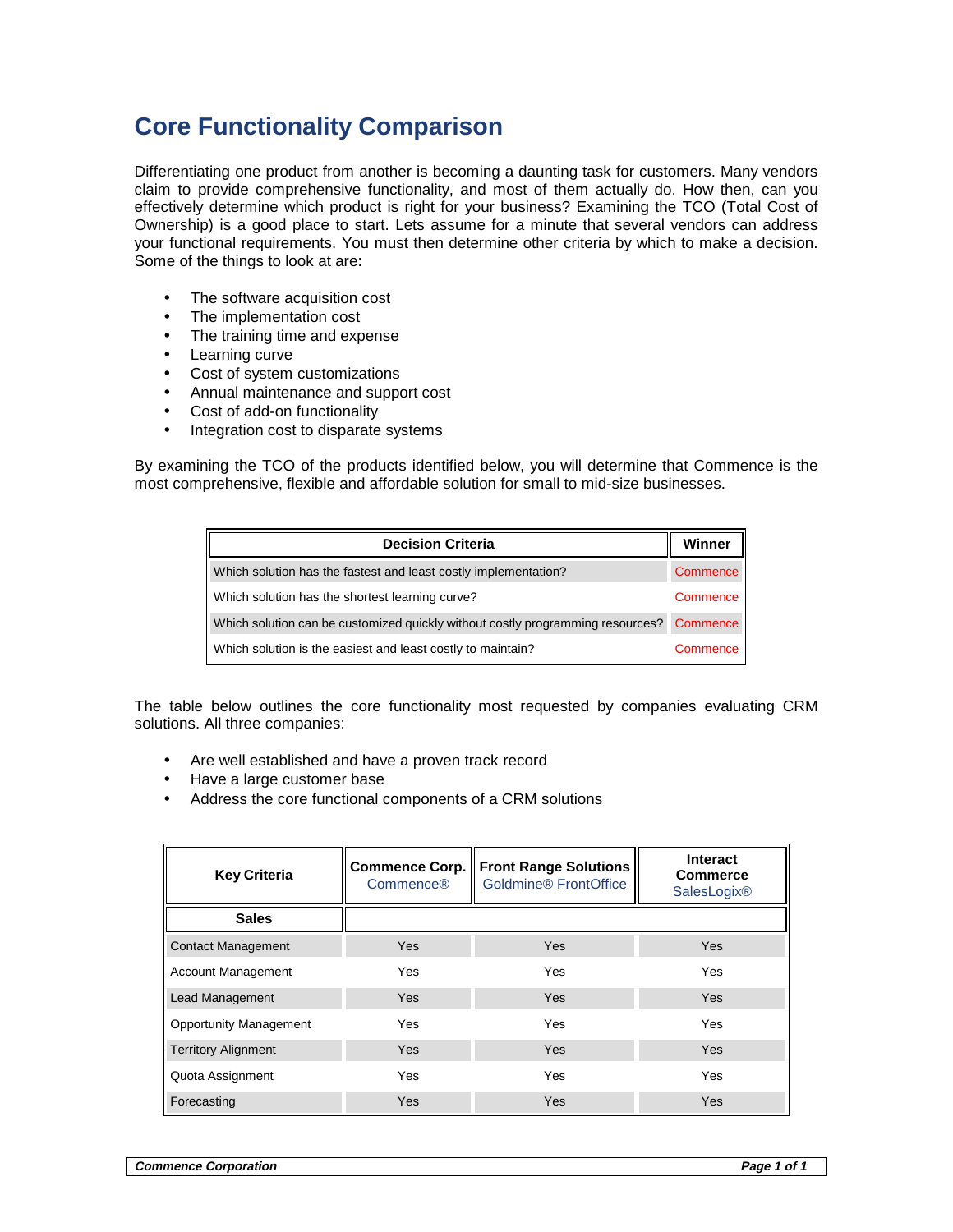# Core Functionality Comparison

Differentiating one product from another is becoming a daunting task for customers. Many vendors claim to provide comprehensive functionality, and most of them actually do. How then, can you effectively determine which product is right for your business? Examining the TCO (Total Cost of Ownership) is a good place to start. Lets assume for a minute that several vendors can address your functional requirements. You must then determine other criteria by which to make a decision. Some of the things to look at are:

- The software acquisition cost
- The implementation cost
- The training time and expense
- Learning curve
- Cost of system customizations
- Annual maintenance and support cost
- Cost of add-on functionality
- Integration cost to disparate systems

By examining the TCO of the products identified below, you will determine that Commence is the most comprehensive, flexible and affordable solution for small to mid-size businesses.

| Decision Criteria | Winner |
|---|---|
| Which solution has the fastest and least costly implementation? | Commence |
| Which solution has the shortest learning curve? | Commence |
| Which solution can be customized quickly without costly programming resources? | Commence |
| Which solution is the easiest and least costly to maintain? | Commence |

The table below outlines the core functionality most requested by companies evaluating CRM solutions. All three companies:

- Are well established and have a proven track record
- Have a large customer base
- Address the core functional components of a CRM solutions

| Key Criteria | Commence Corp. Commence® | Front Range Solutions Goldmine® FrontOffice | Interact Commerce SalesLogix® |
|---|---|---|---|
| **Sales** | | | |
| Contact Management | Yes | Yes | Yes |
| Account Management | Yes | Yes | Yes |
| Lead Management | Yes | Yes | Yes |
| Opportunity Management | Yes | Yes | Yes |
| Territory Alignment | Yes | Yes | Yes |
| Quota Assignment | Yes | Yes | Yes |
| Forecasting | Yes | Yes | Yes |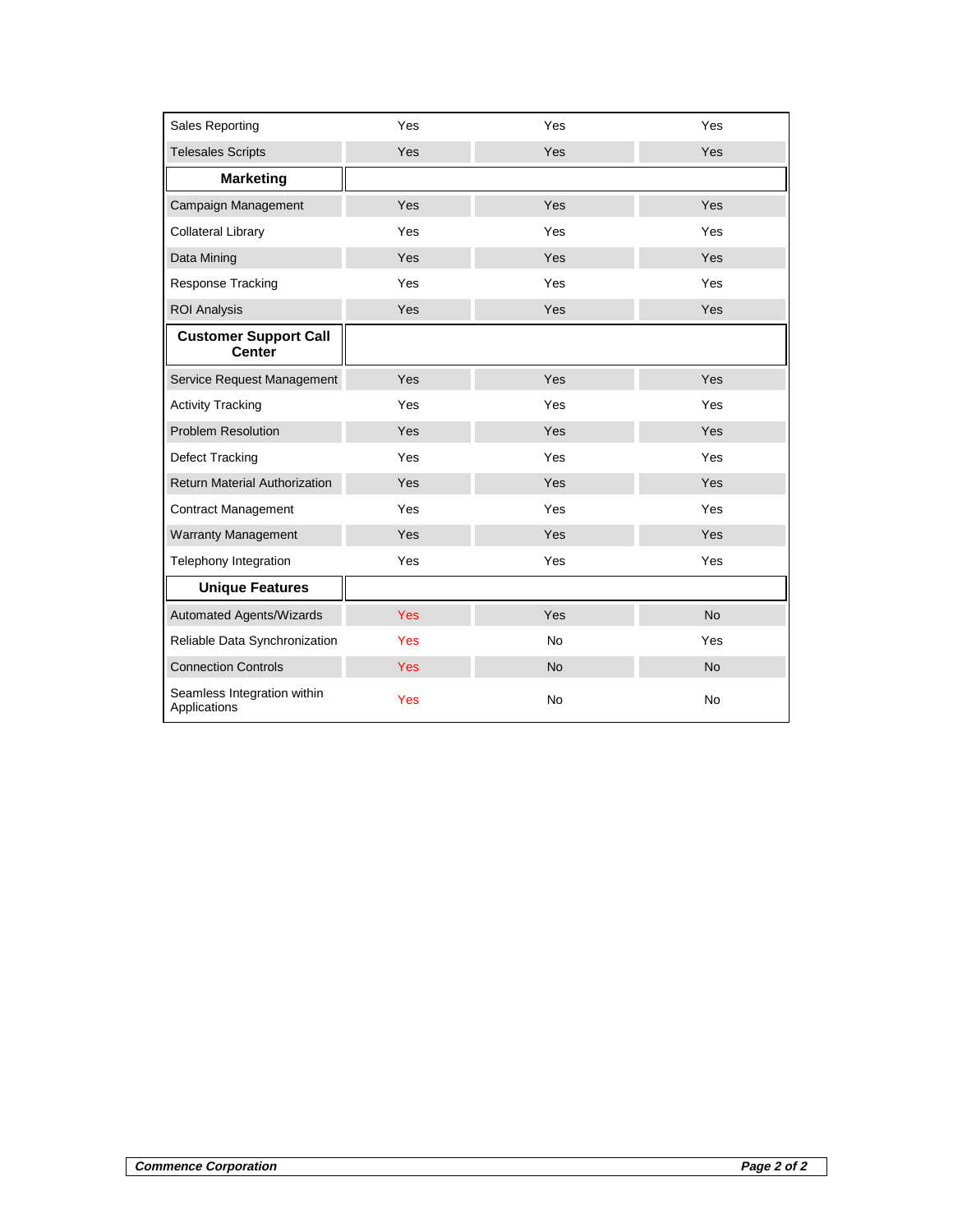| | | | |
|---|---|---|---|
| Sales Reporting | Yes | Yes | Yes |
| Telesales Scripts | Yes | Yes | Yes |
| **Marketing** | | | |
| Campaign Management | Yes | Yes | Yes |
| Collateral Library | Yes | Yes | Yes |
| Data Mining | Yes | Yes | Yes |
| Response Tracking | Yes | Yes | Yes |
| ROI Analysis | Yes | Yes | Yes |
| **Customer Support Call Center** | | | |
| Service Request Management | Yes | Yes | Yes |
| Activity Tracking | Yes | Yes | Yes |
| Problem Resolution | Yes | Yes | Yes |
| Defect Tracking | Yes | Yes | Yes |
| Return Material Authorization | Yes | Yes | Yes |
| Contract Management | Yes | Yes | Yes |
| Warranty Management | Yes | Yes | Yes |
| Telephony Integration | Yes | Yes | Yes |
| **Unique Features** | | | |
| Automated Agents/Wizards | Yes | Yes | No |
| Reliable Data Synchronization | Yes | No | Yes |
| Connection Controls | Yes | No | No |
| Seamless Integration within Applications | Yes | No | No |